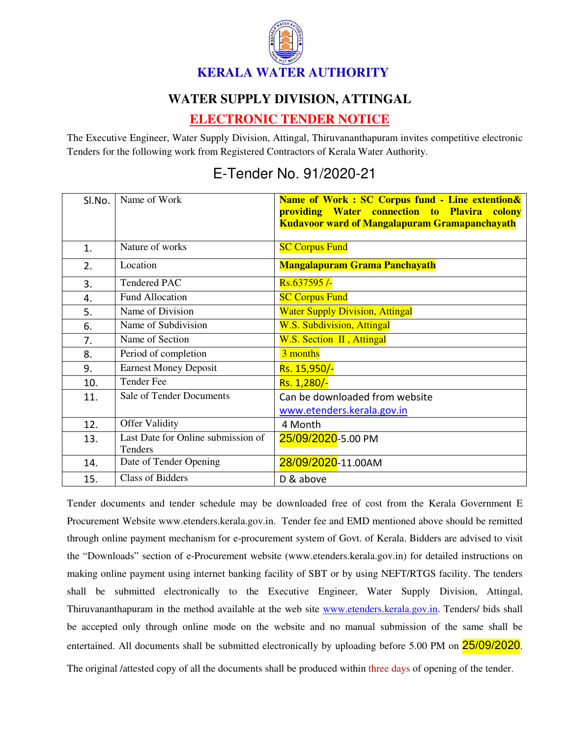# KERALA WATER AUTHORITY

## WATER SUPPLY DIVISION, ATTINGAL

## ELECTRONIC TENDER NOTICE

The Executive Engineer, Water Supply Division, Attingal, Thiruvananthapuram invites competitive electronic Tenders for the following work from Registered Contractors of Kerala Water Authority.

## E-Tender No. 91/2020-21

| Sl.No. | Name of Work | **Name of Work : SC Corpus fund - Line extention& providing Water connection to Plavira colony Kudavoor ward of Mangalapuram Gramapanchayath** |
|---|---|---|
| 1. | Nature of works | SC Corpus Fund |
| 2. | Location | **Mangalapuram Grama Panchayath** |
| 3. | Tendered PAC | Rs.637595 /- |
| 4. | Fund Allocation | SC Corpus Fund |
| 5. | Name of Division | Water Supply Division, Attingal |
| 6. | Name of Subdivision | W.S. Subdivision, Attingal |
| 7. | Name of Section | W.S. Section II , Attingal |
| 8. | Period of completion | 3 months |
| 9. | Earnest Money Deposit | Rs. 15,950/- |
| 10. | Tender Fee | Rs. 1,280/- |
| 11. | Sale of Tender Documents | Can be downloaded from website www.etenders.kerala.gov.in |
| 12. | Offer Validity | 4 Month |
| 13. | Last Date for Online submission of Tenders | 25/09/2020-5.00 PM |
| 14. | Date of Tender Opening | 28/09/2020-11.00AM |
| 15. | Class of Bidders | D & above |

Tender documents and tender schedule may be downloaded free of cost from the Kerala Government E Procurement Website www.etenders.kerala.gov.in. Tender fee and EMD mentioned above should be remitted through online payment mechanism for e-procurement system of Govt. of Kerala. Bidders are advised to visit the "Downloads" section of e-Procurement website (www.etenders.kerala.gov.in) for detailed instructions on making online payment using internet banking facility of SBT or by using NEFT/RTGS facility. The tenders shall be submitted electronically to the Executive Engineer, Water Supply Division, Attingal, Thiruvananthapuram in the method available at the web site www.etenders.kerala.gov.in. Tenders/ bids shall be accepted only through online mode on the website and no manual submission of the same shall be entertained. All documents shall be submitted electronically by uploading before 5.00 PM on 25/09/2020.

The original /attested copy of all the documents shall be produced within three days of opening of the tender.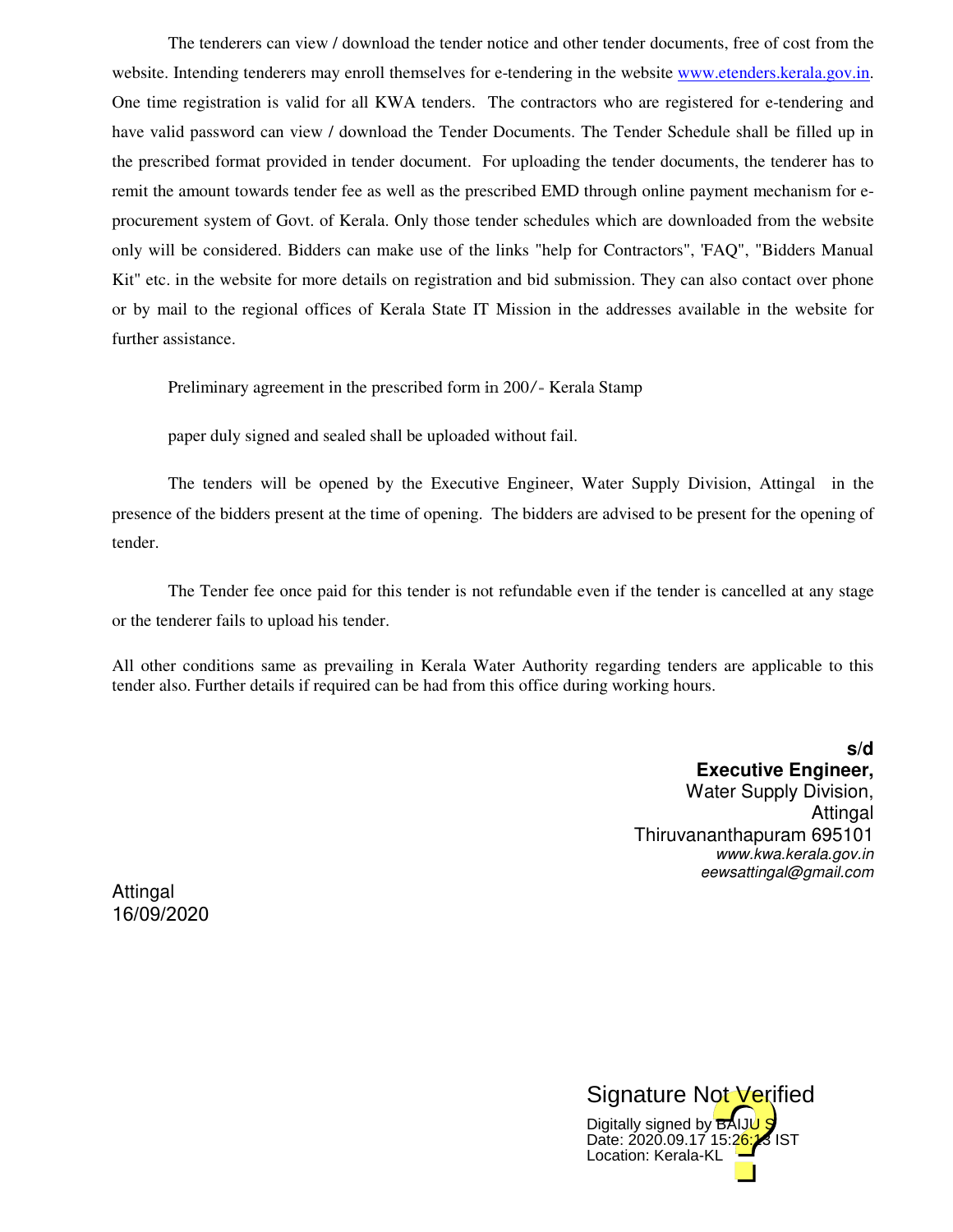The tenderers can view / download the tender notice and other tender documents, free of cost from the website. Intending tenderers may enroll themselves for e-tendering in the website [www.etenders.kerala.gov.in](http://www.etenders.kerala.gov.in). One time registration is valid for all KWA tenders. The contractors who are registered for e-tendering and have valid password can view / download the Tender Documents. The Tender Schedule shall be filled up in the prescribed format provided in tender document. For uploading the tender documents, the tenderer has to remit the amount towards tender fee as well as the prescribed EMD through online payment mechanism for e-procurement system of Govt. of Kerala. Only those tender schedules which are downloaded from the website only will be considered. Bidders can make use of the links "help for Contractors", 'FAQ", "Bidders Manual Kit" etc. in the website for more details on registration and bid submission. They can also contact over phone or by mail to the regional offices of Kerala State IT Mission in the addresses available in the website for further assistance.

Preliminary agreement in the prescribed form in 200/- Kerala Stamp

paper duly signed and sealed shall be uploaded without fail.

The tenders will be opened by the Executive Engineer, Water Supply Division, Attingal in the presence of the bidders present at the time of opening. The bidders are advised to be present for the opening of tender.

The Tender fee once paid for this tender is not refundable even if the tender is cancelled at any stage or the tenderer fails to upload his tender.

All other conditions same as prevailing in Kerala Water Authority regarding tenders are applicable to this tender also. Further details if required can be had from this office during working hours.

**s/d**
**Executive Engineer,**
Water Supply Division,
Attingal
Thiruvananthapuram 695101
*www.kwa.kerala.gov.in*
*eewsattingal@gmail.com*

Attingal
16/09/2020

Signature Not Verified
Digitally signed by BAIJU S
Date: 2020.09.17 15:26:13 IST
Location: Kerala-KL